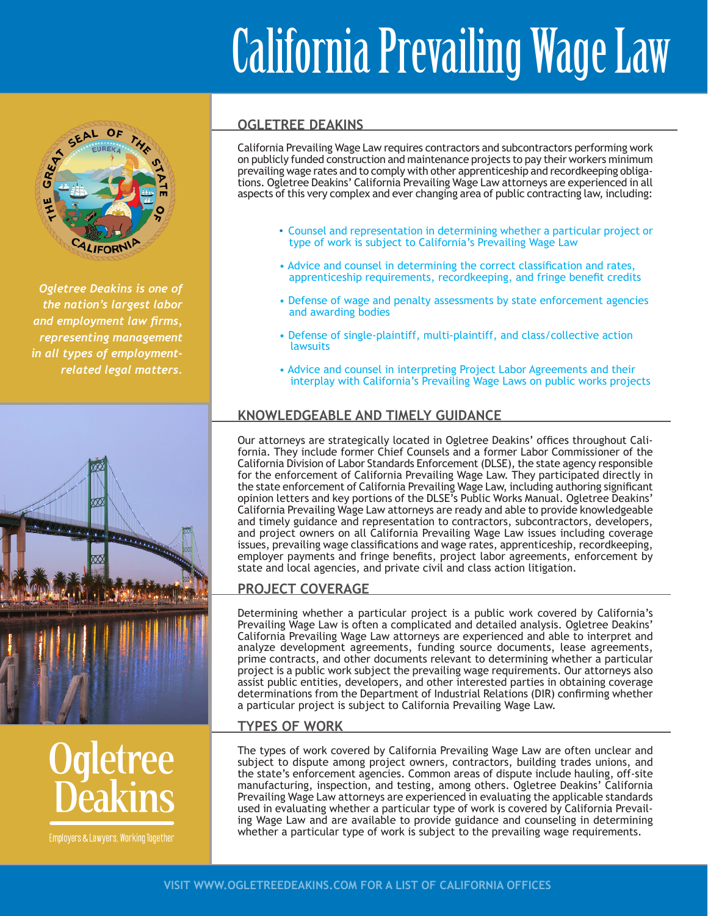# California Prevailing Wage Law

*Ogletree Deakins is one of the nation's largest labor and employment law firms, representing management in all types of employment-related legal matters.*

## OGLETREE DEAKINS

California Prevailing Wage Law requires contractors and subcontractors performing work on publicly funded construction and maintenance projects to pay their workers minimum prevailing wage rates and to comply with other apprenticeship and recordkeeping obligations. Ogletree Deakins' California Prevailing Wage Law attorneys are experienced in all aspects of this very complex and ever changing area of public contracting law, including:

- Counsel and representation in determining whether a particular project or type of work is subject to California's Prevailing Wage Law
- Advice and counsel in determining the correct classification and rates, apprenticeship requirements, recordkeeping, and fringe benefit credits
- Defense of wage and penalty assessments by state enforcement agencies and awarding bodies
- Defense of single-plaintiff, multi-plaintiff, and class/collective action lawsuits
- Advice and counsel in interpreting Project Labor Agreements and their interplay with California's Prevailing Wage Laws on public works projects

## KNOWLEDGEABLE AND TIMELY GUIDANCE

Our attorneys are strategically located in Ogletree Deakins' offices throughout California. They include former Chief Counsels and a former Labor Commissioner of the California Division of Labor Standards Enforcement (DLSE), the state agency responsible for the enforcement of California Prevailing Wage Law. They participated directly in the state enforcement of California Prevailing Wage Law, including authoring significant opinion letters and key portions of the DLSE's Public Works Manual. Ogletree Deakins' California Prevailing Wage Law attorneys are ready and able to provide knowledgeable and timely guidance and representation to contractors, subcontractors, developers, and project owners on all California Prevailing Wage Law issues including coverage issues, prevailing wage classifications and wage rates, apprenticeship, recordkeeping, employer payments and fringe benefits, project labor agreements, enforcement by state and local agencies, and private civil and class action litigation.

## PROJECT COVERAGE

Determining whether a particular project is a public work covered by California's Prevailing Wage Law is often a complicated and detailed analysis. Ogletree Deakins' California Prevailing Wage Law attorneys are experienced and able to interpret and analyze development agreements, funding source documents, lease agreements, prime contracts, and other documents relevant to determining whether a particular project is a public work subject the prevailing wage requirements. Our attorneys also assist public entities, developers, and other interested parties in obtaining coverage determinations from the Department of Industrial Relations (DIR) confirming whether a particular project is subject to California Prevailing Wage Law.

## TYPES OF WORK

The types of work covered by California Prevailing Wage Law are often unclear and subject to dispute among project owners, contractors, building trades unions, and the state's enforcement agencies. Common areas of dispute include hauling, off-site manufacturing, inspection, and testing, among others. Ogletree Deakins' California Prevailing Wage Law attorneys are experienced in evaluating the applicable standards used in evaluating whether a particular type of work is covered by California Prevailing Wage Law and are available to provide guidance and counseling in determining whether a particular type of work is subject to the prevailing wage requirements.

**Ogletree Deakins**

Employers & Lawyers, Working Together

VISIT WWW.OGLETREEDEAKINS.COM FOR A LIST OF CALIFORNIA OFFICES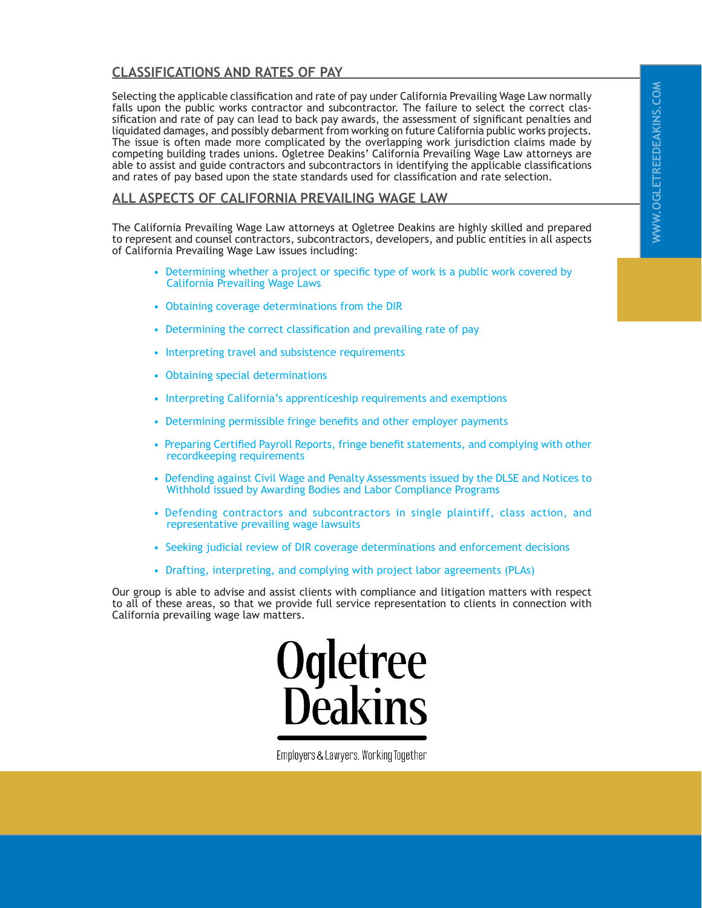## CLASSIFICATIONS AND RATES OF PAY

Selecting the applicable classification and rate of pay under California Prevailing Wage Law normally falls upon the public works contractor and subcontractor. The failure to select the correct classification and rate of pay can lead to back pay awards, the assessment of significant penalties and liquidated damages, and possibly debarment from working on future California public works projects. The issue is often made more complicated by the overlapping work jurisdiction claims made by competing building trades unions. Ogletree Deakins' California Prevailing Wage Law attorneys are able to assist and guide contractors and subcontractors in identifying the applicable classifications and rates of pay based upon the state standards used for classification and rate selection.

## ALL ASPECTS OF CALIFORNIA PREVAILING WAGE LAW

The California Prevailing Wage Law attorneys at Ogletree Deakins are highly skilled and prepared to represent and counsel contractors, subcontractors, developers, and public entities in all aspects of California Prevailing Wage Law issues including:

- Determining whether a project or specific type of work is a public work covered by California Prevailing Wage Laws
- Obtaining coverage determinations from the DIR
- Determining the correct classification and prevailing rate of pay
- Interpreting travel and subsistence requirements
- Obtaining special determinations
- Interpreting California's apprenticeship requirements and exemptions
- Determining permissible fringe benefits and other employer payments
- Preparing Certified Payroll Reports, fringe benefit statements, and complying with other recordkeeping requirements
- Defending against Civil Wage and Penalty Assessments issued by the DLSE and Notices to Withhold issued by Awarding Bodies and Labor Compliance Programs
- Defending contractors and subcontractors in single plaintiff, class action, and representative prevailing wage lawsuits
- Seeking judicial review of DIR coverage determinations and enforcement decisions
- Drafting, interpreting, and complying with project labor agreements (PLAs)

Our group is able to advise and assist clients with compliance and litigation matters with respect to all of these areas, so that we provide full service representation to clients in connection with California prevailing wage law matters.

Ogletree Deakins

Employers & Lawyers, Working Together

WWW.OGLETREEDEAKINS.COM